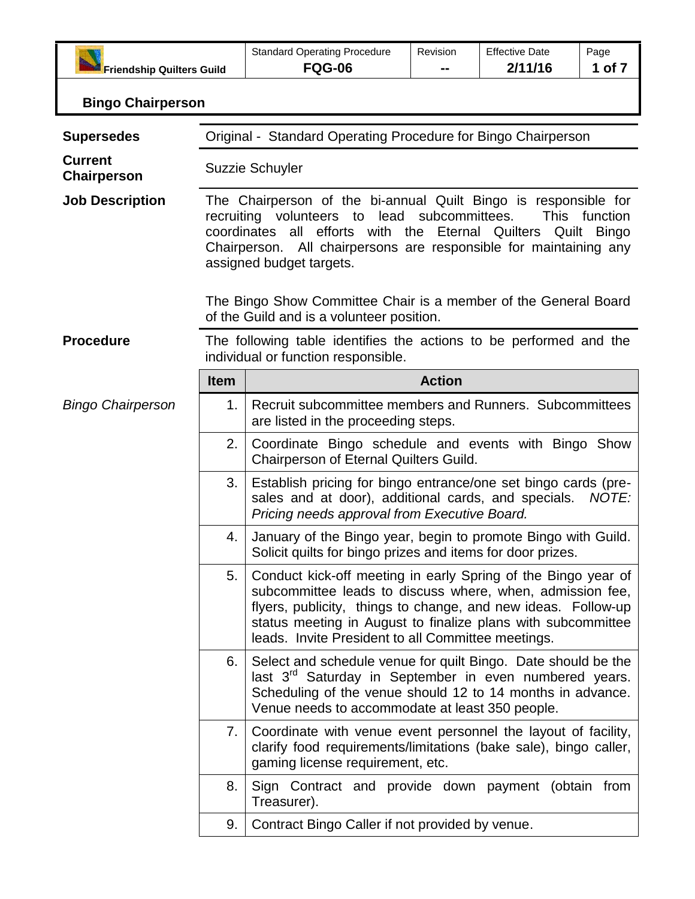| Friendship Quilters Guild | Standard Operating Procedure **FQG-06** | Revision **--** | Effective Date **2/11/16** |
|---|---|---|---|

## Bingo Chairperson

**Supersedes**

Original - Standard Operating Procedure for Bingo Chairperson

**Current Chairperson**

Suzzie Schuyler

**Job Description**

The Chairperson of the bi-annual Quilt Bingo is responsible for recruiting volunteers to lead subcommittees. This function coordinates all efforts with the Eternal Quilters Quilt Bingo Chairperson. All chairpersons are responsible for maintaining any assigned budget targets.

The Bingo Show Committee Chair is a member of the General Board of the Guild and is a volunteer position.

**Procedure**

The following table identifies the actions to be performed and the individual or function responsible.

| | Item | Action |
|---|---|---|
| *Bingo Chairperson* | 1. | Recruit subcommittee members and Runners. Subcommittees are listed in the proceeding steps. |
| | 2. | Coordinate Bingo schedule and events with Bingo Show Chairperson of Eternal Quilters Guild. |
| | 3. | Establish pricing for bingo entrance/one set bingo cards (pre-sales and at door), additional cards, and specials. *NOTE: Pricing needs approval from Executive Board.* |
| | 4. | January of the Bingo year, begin to promote Bingo with Guild. Solicit quilts for bingo prizes and items for door prizes. |
| | 5. | Conduct kick-off meeting in early Spring of the Bingo year of subcommittee leads to discuss where, when, admission fee, flyers, publicity, things to change, and new ideas. Follow-up status meeting in August to finalize plans with subcommittee leads. Invite President to all Committee meetings. |
| | 6. | Select and schedule venue for quilt Bingo. Date should be the last 3rd Saturday in September in even numbered years. Scheduling of the venue should 12 to 14 months in advance. Venue needs to accommodate at least 350 people. |
| | 7. | Coordinate with venue event personnel the layout of facility, clarify food requirements/limitations (bake sale), bingo caller, gaming license requirement, etc. |
| | 8. | Sign Contract and provide down payment (obtain from Treasurer). |
| | 9. | Contract Bingo Caller if not provided by venue. |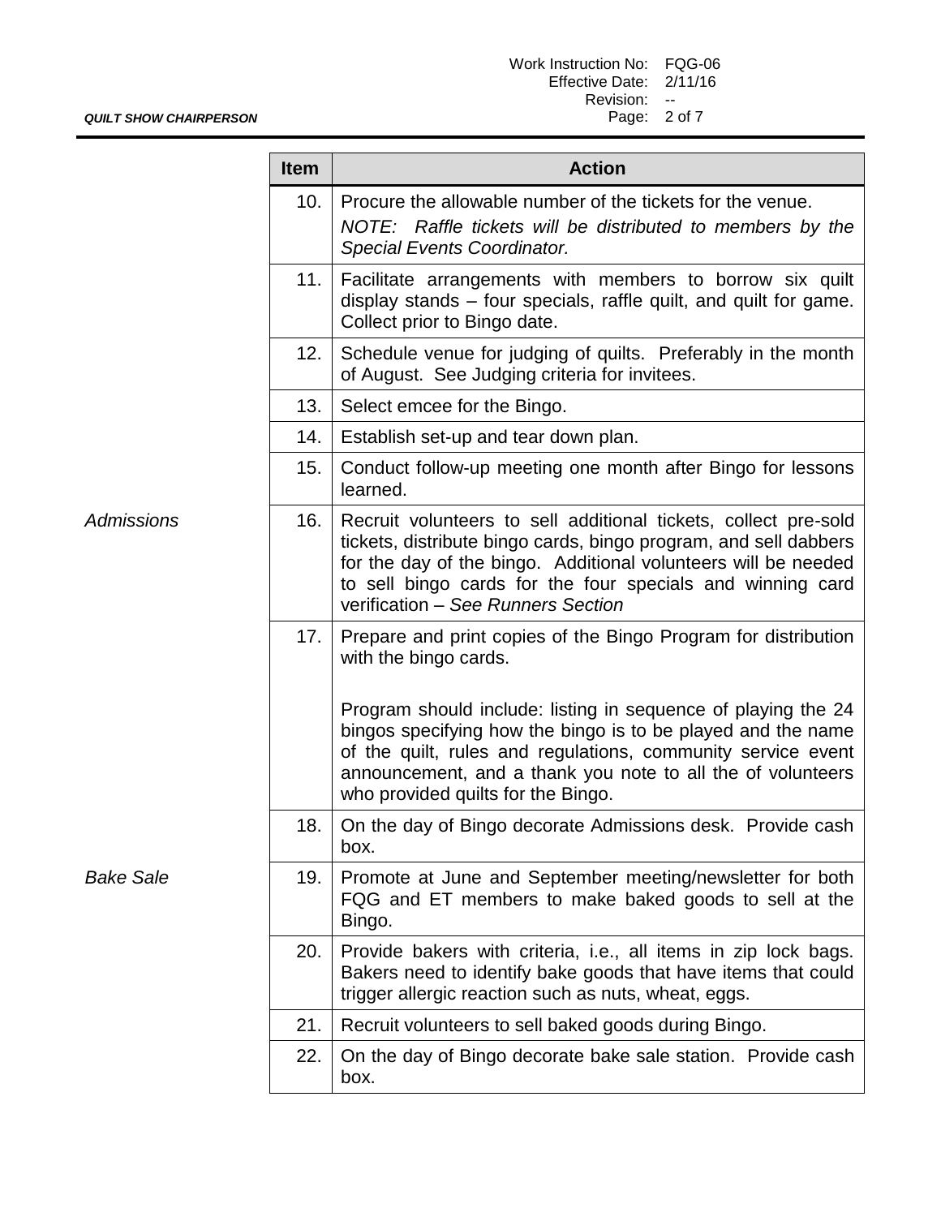| | Item | Action |
|---|---|---|
| | 10. | Procure the allowable number of the tickets for the venue.<br>*NOTE: Raffle tickets will be distributed to members by the Special Events Coordinator.* |
| | 11. | Facilitate arrangements with members to borrow six quilt display stands – four specials, raffle quilt, and quilt for game. Collect prior to Bingo date. |
| | 12. | Schedule venue for judging of quilts. Preferably in the month of August. See Judging criteria for invitees. |
| | 13. | Select emcee for the Bingo. |
| | 14. | Establish set-up and tear down plan. |
| | 15. | Conduct follow-up meeting one month after Bingo for lessons learned. |
| *Admissions* | 16. | Recruit volunteers to sell additional tickets, collect pre-sold tickets, distribute bingo cards, bingo program, and sell dabbers for the day of the bingo. Additional volunteers will be needed to sell bingo cards for the four specials and winning card verification – *See Runners Section* |
| | 17. | Prepare and print copies of the Bingo Program for distribution with the bingo cards.<br><br>Program should include: listing in sequence of playing the 24 bingos specifying how the bingo is to be played and the name of the quilt, rules and regulations, community service event announcement, and a thank you note to all the of volunteers who provided quilts for the Bingo. |
| | 18. | On the day of Bingo decorate Admissions desk. Provide cash box. |
| *Bake Sale* | 19. | Promote at June and September meeting/newsletter for both FQG and ET members to make baked goods to sell at the Bingo. |
| | 20. | Provide bakers with criteria, i.e., all items in zip lock bags. Bakers need to identify bake goods that have items that could trigger allergic reaction such as nuts, wheat, eggs. |
| | 21. | Recruit volunteers to sell baked goods during Bingo. |
| | 22. | On the day of Bingo decorate bake sale station. Provide cash box. |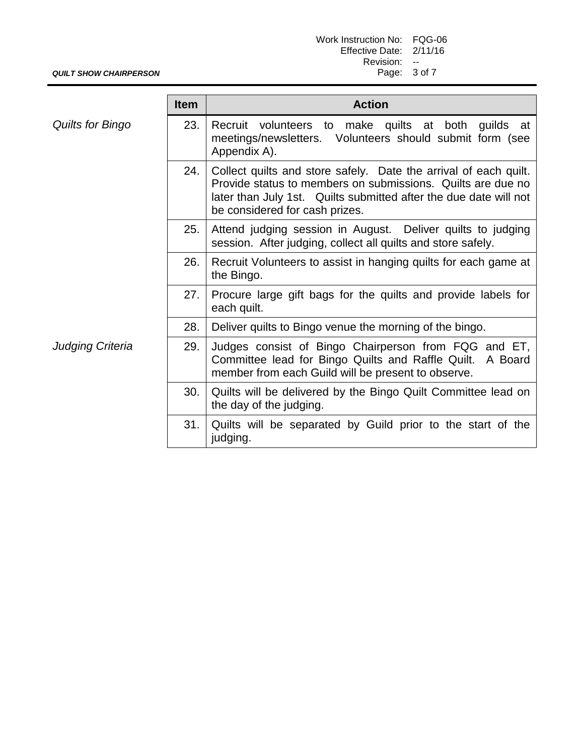| | Item | Action |
|---|---|---|
| *Quilts for Bingo* | 23. | Recruit volunteers to make quilts at both guilds at meetings/newsletters. Volunteers should submit form (see Appendix A). |
| | 24. | Collect quilts and store safely. Date the arrival of each quilt. Provide status to members on submissions. Quilts are due no later than July 1st. Quilts submitted after the due date will not be considered for cash prizes. |
| | 25. | Attend judging session in August. Deliver quilts to judging session. After judging, collect all quilts and store safely. |
| | 26. | Recruit Volunteers to assist in hanging quilts for each game at the Bingo. |
| | 27. | Procure large gift bags for the quilts and provide labels for each quilt. |
| | 28. | Deliver quilts to Bingo venue the morning of the bingo. |
| *Judging Criteria* | 29. | Judges consist of Bingo Chairperson from FQG and ET, Committee lead for Bingo Quilts and Raffle Quilt. A Board member from each Guild will be present to observe. |
| | 30. | Quilts will be delivered by the Bingo Quilt Committee lead on the day of the judging. |
| | 31. | Quilts will be separated by Guild prior to the start of the judging. |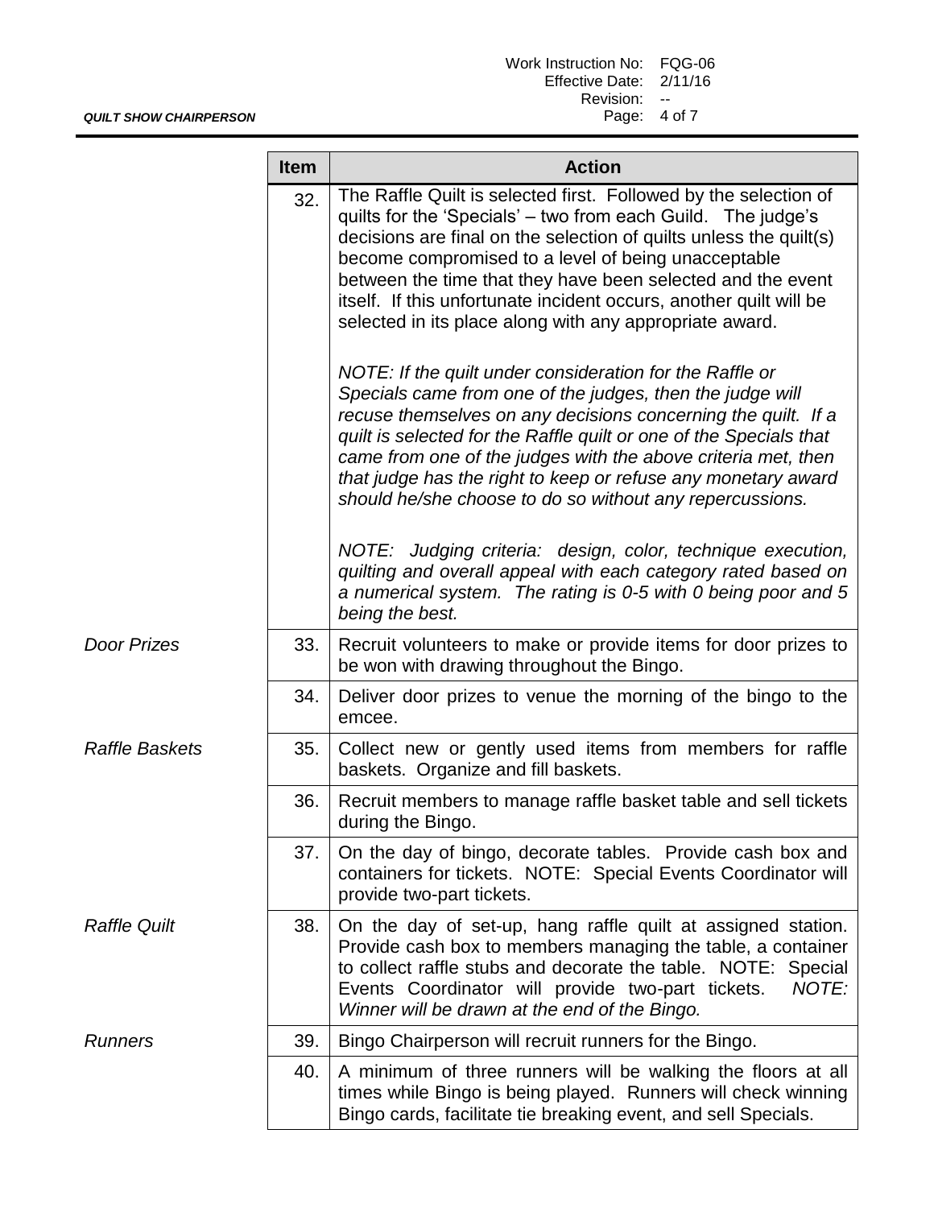| | Item | Action |
|---|---|---|
| | 32. | The Raffle Quilt is selected first. Followed by the selection of quilts for the 'Specials' – two from each Guild. The judge's decisions are final on the selection of quilts unless the quilt(s) become compromised to a level of being unacceptable between the time that they have been selected and the event itself. If this unfortunate incident occurs, another quilt will be selected in its place along with any appropriate award.<br><br>*NOTE: If the quilt under consideration for the Raffle or Specials came from one of the judges, then the judge will recuse themselves on any decisions concerning the quilt. If a quilt is selected for the Raffle quilt or one of the Specials that came from one of the judges with the above criteria met, then that judge has the right to keep or refuse any monetary award should he/she choose to do so without any repercussions.*<br><br>*NOTE: Judging criteria: design, color, technique execution, quilting and overall appeal with each category rated based on a numerical system. The rating is 0-5 with 0 being poor and 5 being the best.* |
| *Door Prizes* | 33. | Recruit volunteers to make or provide items for door prizes to be won with drawing throughout the Bingo. |
| | 34. | Deliver door prizes to venue the morning of the bingo to the emcee. |
| *Raffle Baskets* | 35. | Collect new or gently used items from members for raffle baskets. Organize and fill baskets. |
| | 36. | Recruit members to manage raffle basket table and sell tickets during the Bingo. |
| | 37. | On the day of bingo, decorate tables. Provide cash box and containers for tickets. NOTE: Special Events Coordinator will provide two-part tickets. |
| *Raffle Quilt* | 38. | On the day of set-up, hang raffle quilt at assigned station. Provide cash box to members managing the table, a container to collect raffle stubs and decorate the table. NOTE: Special Events Coordinator will provide two-part tickets. *NOTE: Winner will be drawn at the end of the Bingo.* |
| *Runners* | 39. | Bingo Chairperson will recruit runners for the Bingo. |
| | 40. | A minimum of three runners will be walking the floors at all times while Bingo is being played. Runners will check winning Bingo cards, facilitate tie breaking event, and sell Specials. |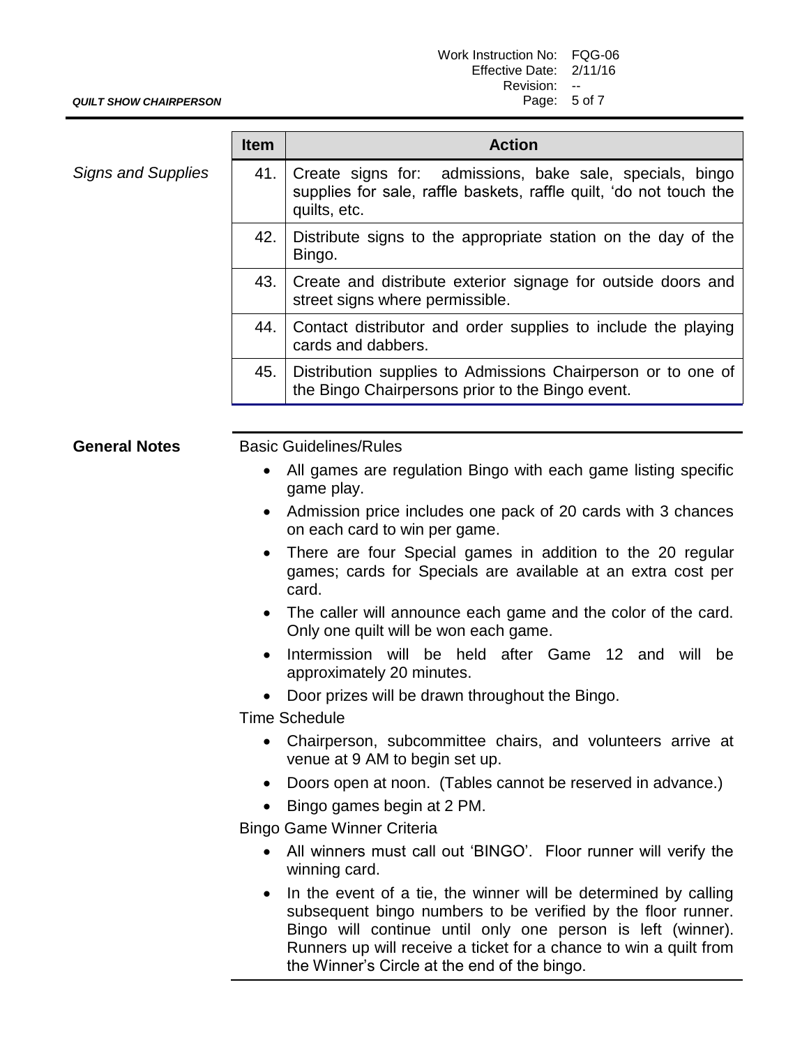| | Item | Action |
|---|---|---|
| *Signs and Supplies* | 41. | Create signs for: admissions, bake sale, specials, bingo supplies for sale, raffle baskets, raffle quilt, 'do not touch the quilts, etc. |
| | 42. | Distribute signs to the appropriate station on the day of the Bingo. |
| | 43. | Create and distribute exterior signage for outside doors and street signs where permissible. |
| | 44. | Contact distributor and order supplies to include the playing cards and dabbers. |
| | 45. | Distribution supplies to Admissions Chairperson or to one of the Bingo Chairpersons prior to the Bingo event. |

**General Notes**

Basic Guidelines/Rules

- All games are regulation Bingo with each game listing specific game play.
- Admission price includes one pack of 20 cards with 3 chances on each card to win per game.
- There are four Special games in addition to the 20 regular games; cards for Specials are available at an extra cost per card.
- The caller will announce each game and the color of the card. Only one quilt will be won each game.
- Intermission will be held after Game 12 and will be approximately 20 minutes.
- Door prizes will be drawn throughout the Bingo.

Time Schedule

- Chairperson, subcommittee chairs, and volunteers arrive at venue at 9 AM to begin set up.
- Doors open at noon. (Tables cannot be reserved in advance.)
- Bingo games begin at 2 PM.

Bingo Game Winner Criteria

- All winners must call out 'BINGO'. Floor runner will verify the winning card.
- In the event of a tie, the winner will be determined by calling subsequent bingo numbers to be verified by the floor runner. Bingo will continue until only one person is left (winner). Runners up will receive a ticket for a chance to win a quilt from the Winner's Circle at the end of the bingo.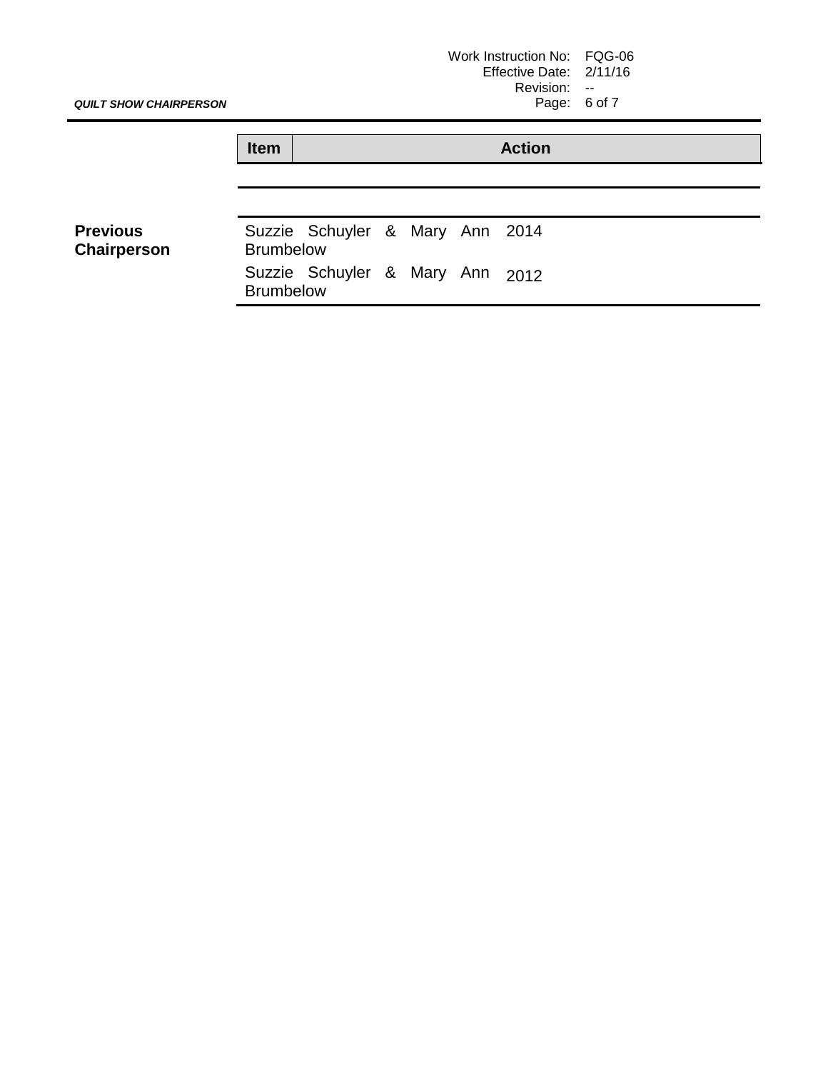| | Item | Action |
|---|---|---|
| **Previous Chairperson** | Suzzie Schuyler & Mary Ann Brumbelow | 2014 |
| | Suzzie Schuyler & Mary Ann Brumbelow | 2012 |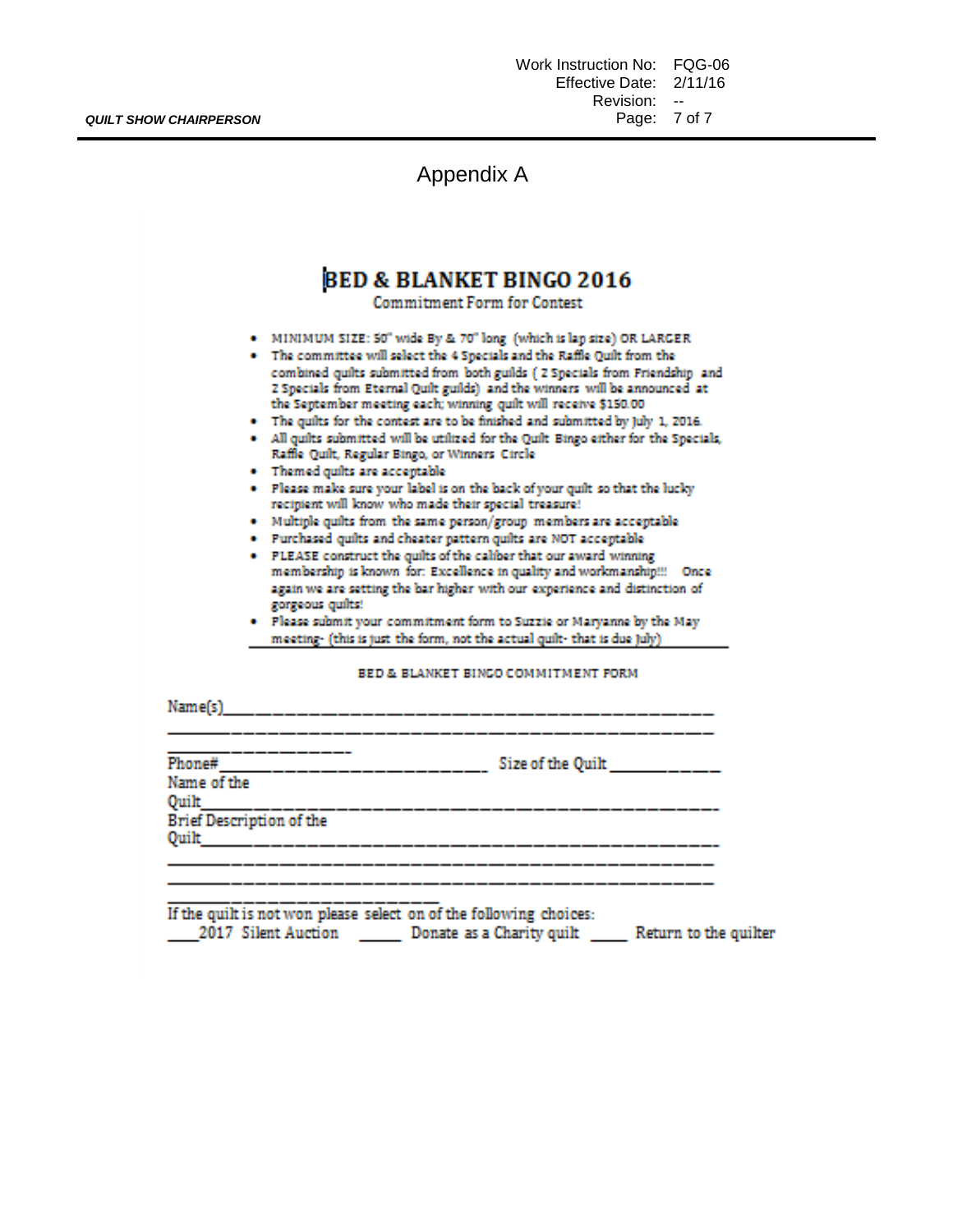# Appendix A

## BED & BLANKET BINGO 2016

Commitment Form for Contest

- MINIMUM SIZE: 50" wide By & 70" long (which is lap size) OR LARGER
- The committee will select the 4 Specials and the Raffle Quilt from the combined quilts submitted from both guilds ( 2 Specials from Friendship and 2 Specials from Eternal Quilt guilds) and the winners will be announced at the September meeting each; winning quilt will receive $150.00
- The quilts for the contest are to be finished and submitted by July 1, 2016.
- All quilts submitted will be utilized for the Quilt Bingo either for the Specials, Raffle Quilt, Regular Bingo, or Winners Circle
- Themed quilts are acceptable
- Please make sure your label is on the back of your quilt so that the lucky recipient will know who made their special treasure!
- Multiple quilts from the same person/group members are acceptable
- Purchased quilts and cheater pattern quilts are NOT acceptable
- PLEASE construct the quilts of the caliber that our award winning membership is known for: Excellence in quality and workmanship!!! Once again we are setting the bar higher with our experience and distinction of gorgeous quilts!
- Please submit your commitment form to Suzzie or Maryanne by the May meeting- (this is just the form, not the actual quilt- that is due July)

BED & BLANKET BINGO COMMITMENT FORM

Name(s)\_\_\_\_\_\_\_\_\_\_\_\_\_\_\_\_\_\_\_\_\_\_\_\_\_\_\_\_\_\_\_\_\_\_\_\_\_\_\_\_\_\_\_\_

\_\_\_\_\_\_\_\_\_\_\_\_\_\_\_\_\_\_\_\_\_\_\_\_\_\_\_\_\_\_\_\_\_\_\_\_\_\_\_\_\_\_\_\_\_\_\_\_

\_\_\_\_\_\_\_\_\_\_\_\_\_\_\_\_

Phone#\_\_\_\_\_\_\_\_\_\_\_\_\_\_\_\_\_\_\_\_\_\_\_\_\_\_ Size of the Quilt\_\_\_\_\_\_\_\_\_\_\_\_

Name of the Quilt\_\_\_\_\_\_\_\_\_\_\_\_\_\_\_\_\_\_\_\_\_\_\_\_\_\_\_\_\_\_\_\_\_\_\_\_\_\_\_\_\_\_

Brief Description of the Quilt\_\_\_\_\_\_\_\_\_\_\_\_\_\_\_\_\_\_\_\_\_\_\_\_\_\_\_\_\_\_\_\_\_\_\_\_\_\_\_\_\_\_

\_\_\_\_\_\_\_\_\_\_\_\_\_\_\_\_\_\_\_\_\_\_\_\_\_\_\_\_\_\_\_\_\_\_\_\_\_\_\_\_\_\_\_\_\_\_\_\_

\_\_\_\_\_\_\_\_\_\_\_\_\_\_\_\_\_\_\_\_\_\_\_\_\_\_\_\_\_\_\_\_\_\_\_\_\_\_\_\_\_\_\_\_\_\_\_\_

\_\_\_\_\_\_\_\_\_\_\_\_\_\_\_\_\_\_\_\_\_\_\_\_\_\_

If the quilt is not won please select on of the following choices:

\_\_\_\_2017 Silent Auction \_\_\_\_\_ Donate as a Charity quilt \_\_\_\_ Return to the quilter